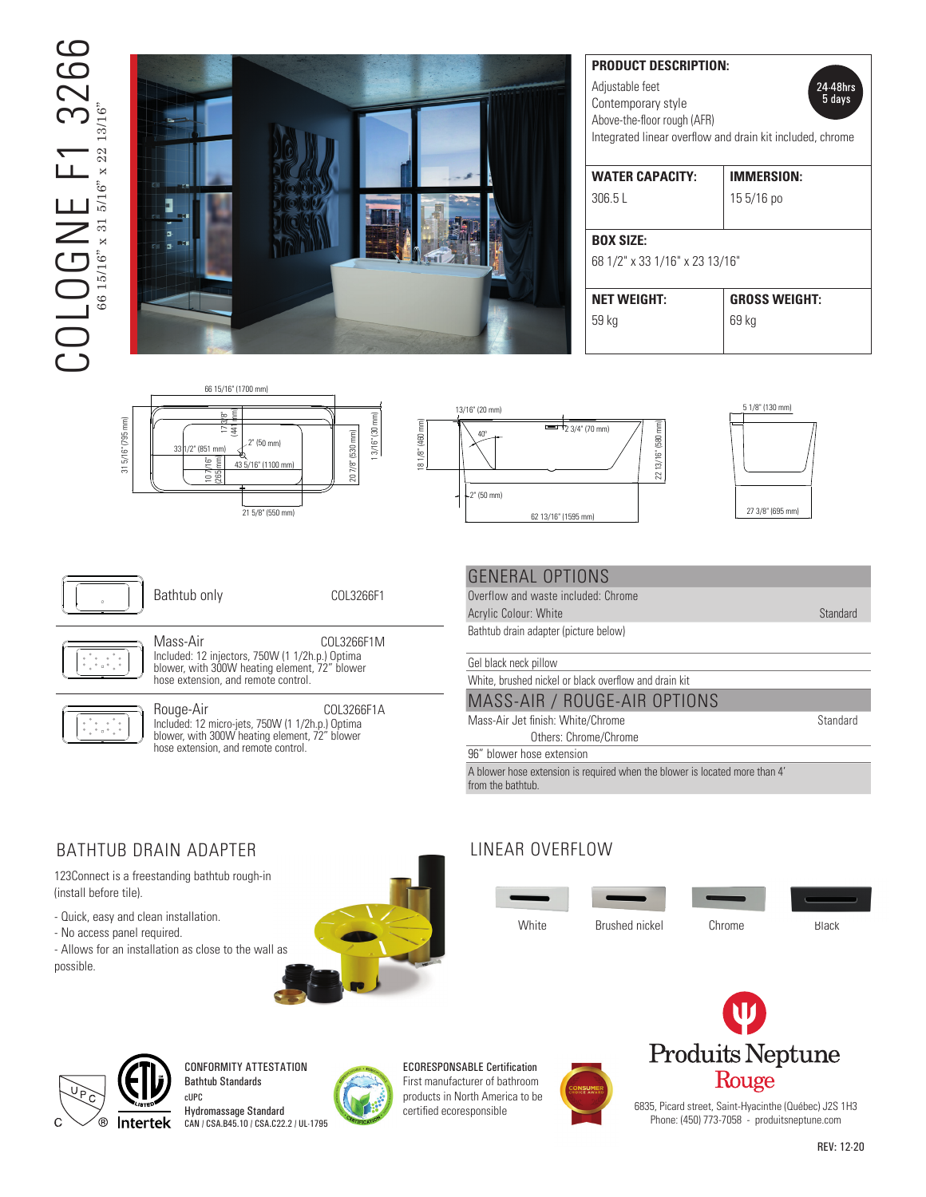# COLOGNE F1 3266

66 15/16" x 31 5/16" x 22 13/16"

## PRODUCT DESCRIPTION:

24-48hrs 5 days

Adjustable feet
Contemporary style
Above-the-floor rough (AFR)
Integrated linear overflow and drain kit included, chrome

| WATER CAPACITY: | IMMERSION: |
|---|---|
| 306.5 L | 15 5/16 po |

**BOX SIZE:**
68 1/2" x 33 1/16" x 23 13/16"

| NET WEIGHT: | GROSS WEIGHT: |
|---|---|
| 59 kg | 69 kg |

66 15/16" (1700 mm) · 31 5/16" (795 mm) · 33 1/2" (851 mm) · 17 3/8" (44 mm) · 2" (50 mm) · 43 5/16" (1100 mm) · 10 7/16" (265 mm) · 20 7/8" (530 mm) · 1 3/16" (30 mm) · 21 5/8" (550 mm)

13/16" (20 mm) · 40° · 2 3/4" (70 mm) · 18 1/8" (460 mm) · 22 13/16" (580 mm) · 2" (50 mm) · 62 13/16" (1595 mm)

5 1/8" (130 mm) · 27 3/8" (695 mm)

| Model | Code |
|---|---|
| Bathtub only | COL3266F1 |
| Mass-Air<br>Included: 12 injectors, 750W (1 1/2h.p.) Optima blower, with 300W heating element, 72" blower hose extension, and remote control. | COL3266F1M |
| Rouge-Air<br>Included: 12 micro-jets, 750W (1 1/2h.p.) Optima blower, with 300W heating element, 72" blower hose extension, and remote control. | COL3266F1A |

## GENERAL OPTIONS

| | |
|---|---|
| Overflow and waste included: Chrome | |
| Acrylic Colour: White | Standard |
| Bathtub drain adapter (picture below) | |
| Gel black neck pillow | |
| White, brushed nickel or black overflow and drain kit | |

## MASS-AIR / ROUGE-AIR OPTIONS

| | |
|---|---|
| Mass-Air Jet finish: White/Chrome | Standard |
| Others: Chrome/Chrome | |
| 96" blower hose extension | |
| A blower hose extension is required when the blower is located more than 4' from the bathtub. | |

## BATHTUB DRAIN ADAPTER

123Connect is a freestanding bathtub rough-in (install before tile).

- Quick, easy and clean installation.
- No access panel required.
- Allows for an installation as close to the wall as possible.

## LINEAR OVERFLOW

White · Brushed nickel · Chrome · Black

**CONFORMITY ATTESTATION**
**Bathtub Standards**
cUPC
**Hydromassage Standard**
CAN / CSA.B45.10 / CSA.C22.2 / UL-1795

Intertek

**ECORESPONSABLE Certification**
First manufacturer of bathroom products in North America to be certified ecoresponsible

Produits Neptune Rouge
6835, Picard street, Saint-Hyacinthe (Québec) J2S 1H3
Phone: (450) 773-7058 - produitsneptune.com

REV: 12-20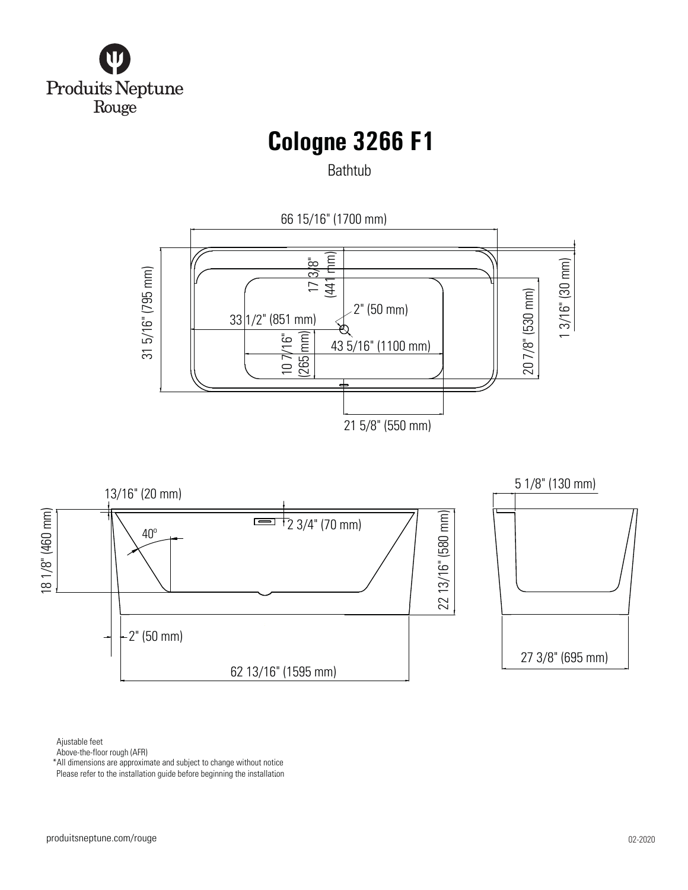Produits Neptune
Rouge

# Cologne 3266 F1

Bathtub

66 15/16" (1700 mm)

17 3/8" (441 mm)

2" (50 mm)

33 1/2" (851 mm)

10 7/16" (265 mm)

43 5/16" (1100 mm)

31 5/16" (795 mm)

20 7/8" (530 mm)

1 3/16" (30 mm)

21 5/8" (550 mm)

13/16" (20 mm)

2 3/4" (70 mm)

40°

18 1/8" (460 mm)

22 13/16" (580 mm)

2" (50 mm)

62 13/16" (1595 mm)

5 1/8" (130 mm)

27 3/8" (695 mm)

Ajustable feet
Above-the-floor rough (AFR)
*All dimensions are approximate and subject to change without notice
Please refer to the installation guide before beginning the installation

produitsneptune.com/rouge

02-2020